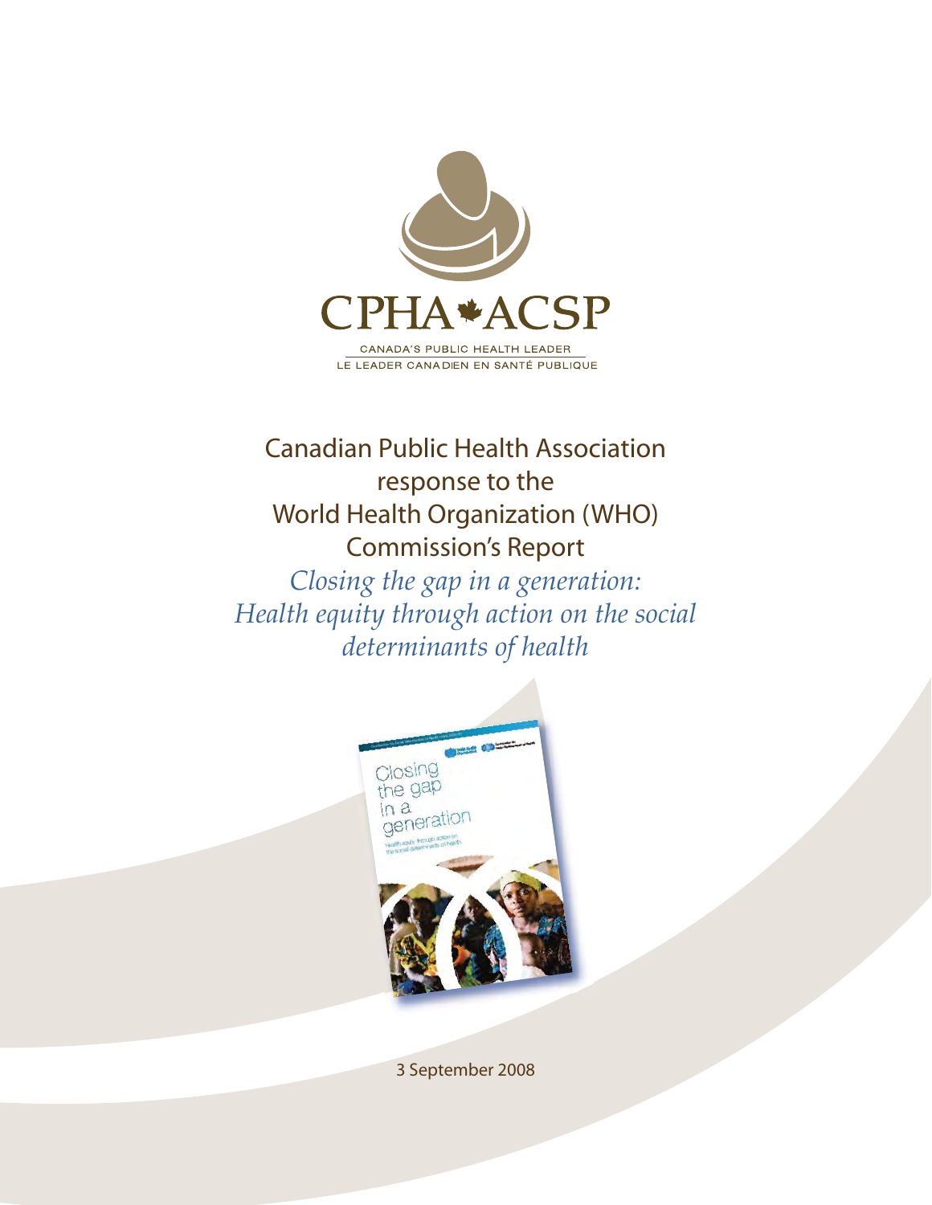CPHA ACSP

CANADA'S PUBLIC HEALTH LEADER

LE LEADER CANADIEN EN SANTÉ PUBLIQUE

# Canadian Public Health Association response to the World Health Organization (WHO) Commission's Report

*Closing the gap in a generation: Health equity through action on the social determinants of health*

3 September 2008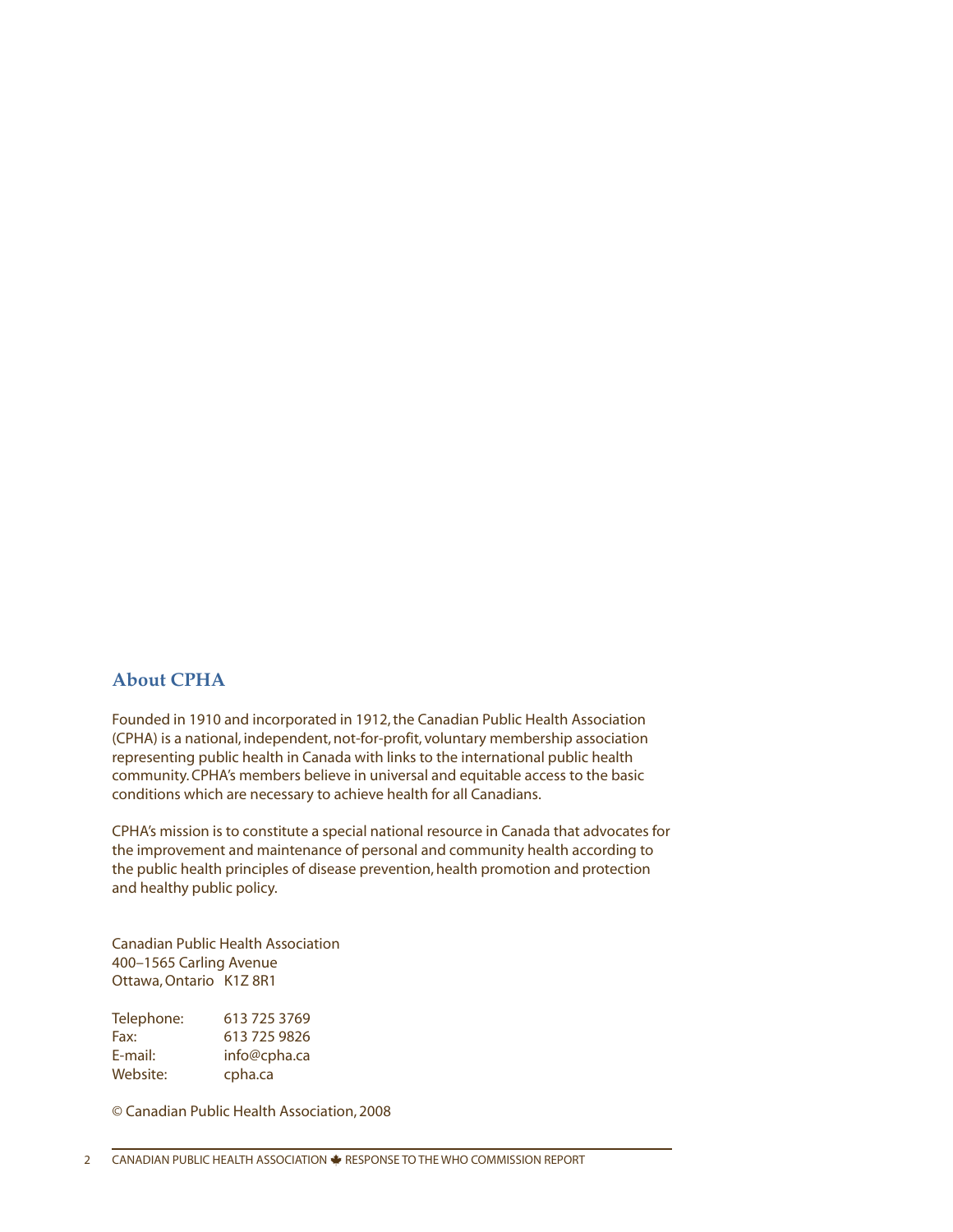## About CPHA

Founded in 1910 and incorporated in 1912, the Canadian Public Health Association (CPHA) is a national, independent, not-for-profit, voluntary membership association representing public health in Canada with links to the international public health community. CPHA's members believe in universal and equitable access to the basic conditions which are necessary to achieve health for all Canadians.

CPHA's mission is to constitute a special national resource in Canada that advocates for the improvement and maintenance of personal and community health according to the public health principles of disease prevention, health promotion and protection and healthy public policy.

Canadian Public Health Association
400–1565 Carling Avenue
Ottawa, Ontario K1Z 8R1

Telephone: 613 725 3769
Fax: 613 725 9826
E-mail: info@cpha.ca
Website: cpha.ca

© Canadian Public Health Association, 2008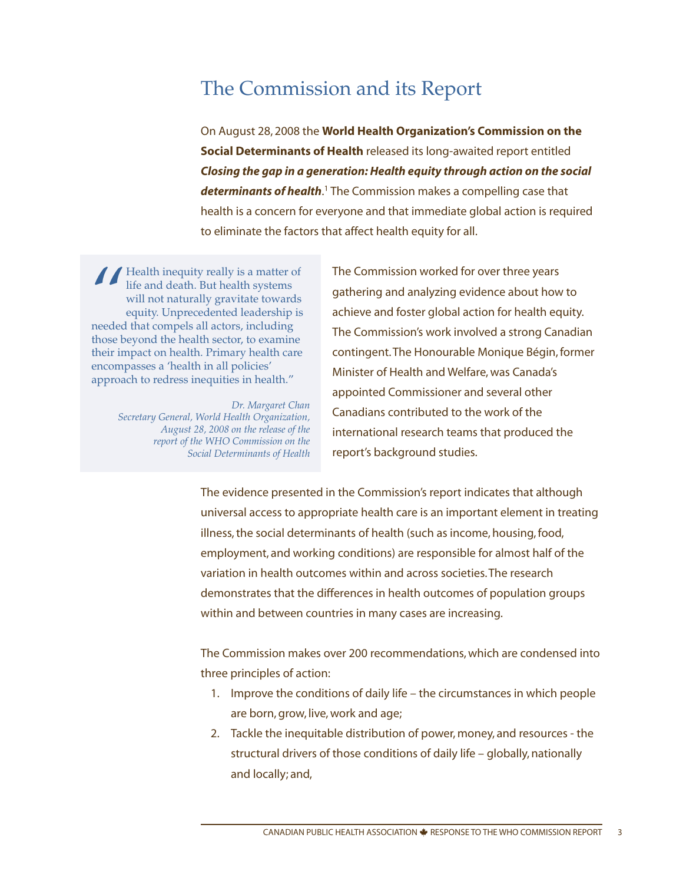# The Commission and its Report

On August 28, 2008 the **World Health Organization's Commission on the Social Determinants of Health** released its long-awaited report entitled ***Closing the gap in a generation: Health equity through action on the social determinants of health***.[1] The Commission makes a compelling case that health is a concern for everyone and that immediate global action is required to eliminate the factors that affect health equity for all.

> "Health inequity really is a matter of life and death. But health systems will not naturally gravitate towards equity. Unprecedented leadership is needed that compels all actors, including those beyond the health sector, to examine their impact on health. Primary health care encompasses a 'health in all policies' approach to redress inequities in health."
>
> *Dr. Margaret Chan*
> *Secretary General, World Health Organization, August 28, 2008 on the release of the report of the WHO Commission on the Social Determinants of Health*

The Commission worked for over three years gathering and analyzing evidence about how to achieve and foster global action for health equity. The Commission's work involved a strong Canadian contingent. The Honourable Monique Bégin, former Minister of Health and Welfare, was Canada's appointed Commissioner and several other Canadians contributed to the work of the international research teams that produced the report's background studies.

The evidence presented in the Commission's report indicates that although universal access to appropriate health care is an important element in treating illness, the social determinants of health (such as income, housing, food, employment, and working conditions) are responsible for almost half of the variation in health outcomes within and across societies. The research demonstrates that the differences in health outcomes of population groups within and between countries in many cases are increasing.

The Commission makes over 200 recommendations, which are condensed into three principles of action:

1. Improve the conditions of daily life – the circumstances in which people are born, grow, live, work and age;
2. Tackle the inequitable distribution of power, money, and resources - the structural drivers of those conditions of daily life – globally, nationally and locally; and,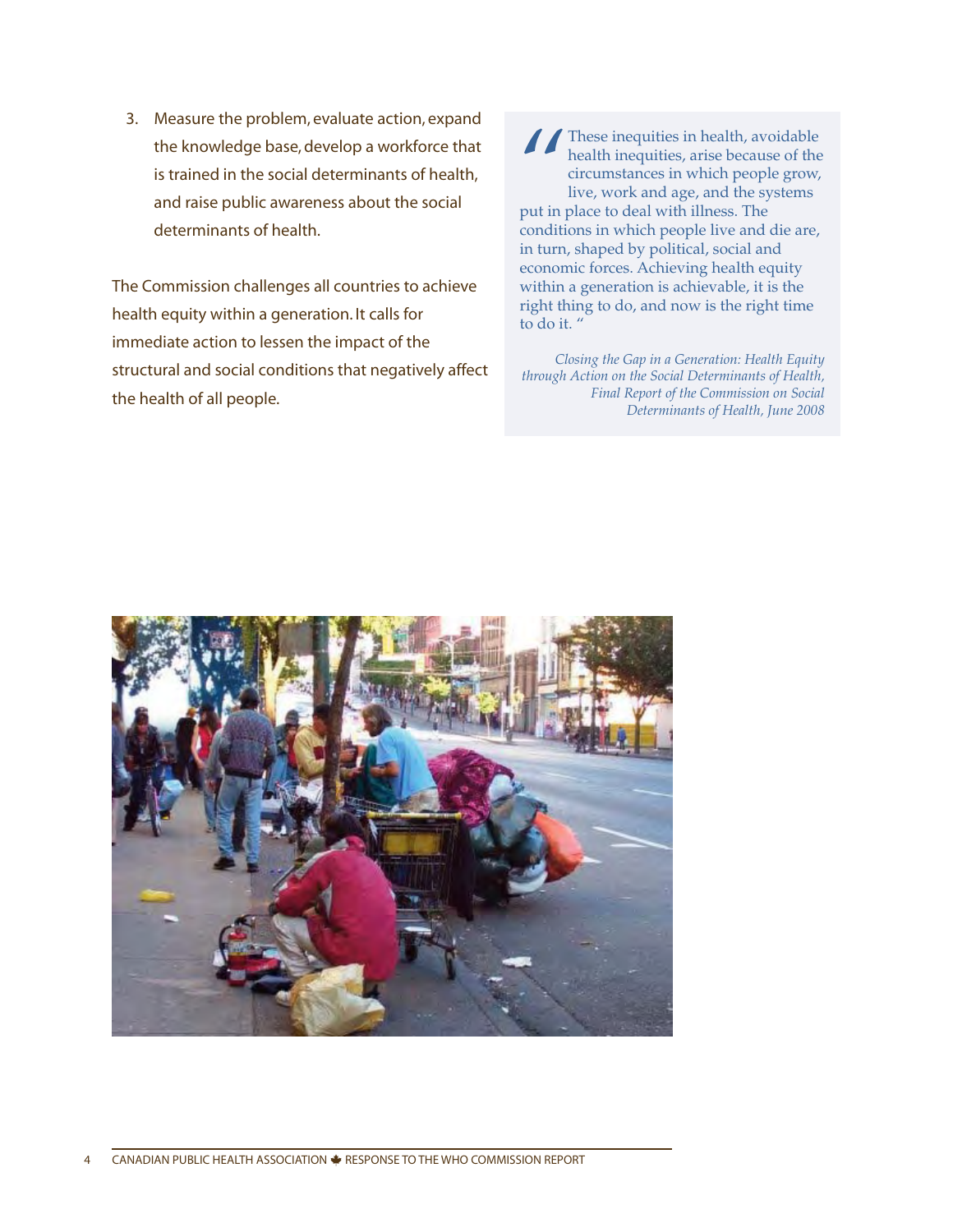3. Measure the problem, evaluate action, expand the knowledge base, develop a workforce that is trained in the social determinants of health, and raise public awareness about the social determinants of health.

The Commission challenges all countries to achieve health equity within a generation. It calls for immediate action to lessen the impact of the structural and social conditions that negatively affect the health of all people.

> "These inequities in health, avoidable health inequities, arise because of the circumstances in which people grow, live, work and age, and the systems put in place to deal with illness. The conditions in which people live and die are, in turn, shaped by political, social and economic forces. Achieving health equity within a generation is achievable, it is the right thing to do, and now is the right time to do it."
>
> *Closing the Gap in a Generation: Health Equity through Action on the Social Determinants of Health, Final Report of the Commission on Social Determinants of Health, June 2008*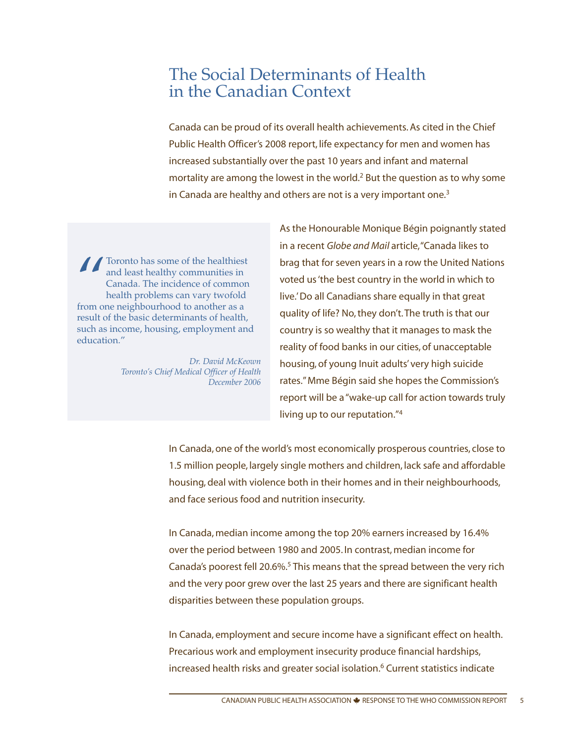# The Social Determinants of Health in the Canadian Context

Canada can be proud of its overall health achievements. As cited in the Chief Public Health Officer's 2008 report, life expectancy for men and women has increased substantially over the past 10 years and infant and maternal mortality are among the lowest in the world.[2] But the question as to why some in Canada are healthy and others are not is a very important one.[3]

> "Toronto has some of the healthiest and least healthy communities in Canada. The incidence of common health problems can vary twofold from one neighbourhood to another as a result of the basic determinants of health, such as income, housing, employment and education."
>
> *Dr. David McKeown*
> *Toronto's Chief Medical Officer of Health*
> *December 2006*

As the Honourable Monique Bégin poignantly stated in a recent *Globe and Mail* article, "Canada likes to brag that for seven years in a row the United Nations voted us 'the best country in the world in which to live.' Do all Canadians share equally in that great quality of life? No, they don't. The truth is that our country is so wealthy that it manages to mask the reality of food banks in our cities, of unacceptable housing, of young Inuit adults' very high suicide rates." Mme Bégin said she hopes the Commission's report will be a "wake-up call for action towards truly living up to our reputation."[4]

In Canada, one of the world's most economically prosperous countries, close to 1.5 million people, largely single mothers and children, lack safe and affordable housing, deal with violence both in their homes and in their neighbourhoods, and face serious food and nutrition insecurity.

In Canada, median income among the top 20% earners increased by 16.4% over the period between 1980 and 2005. In contrast, median income for Canada's poorest fell 20.6%.[5] This means that the spread between the very rich and the very poor grew over the last 25 years and there are significant health disparities between these population groups.

In Canada, employment and secure income have a significant effect on health. Precarious work and employment insecurity produce financial hardships, increased health risks and greater social isolation.[6] Current statistics indicate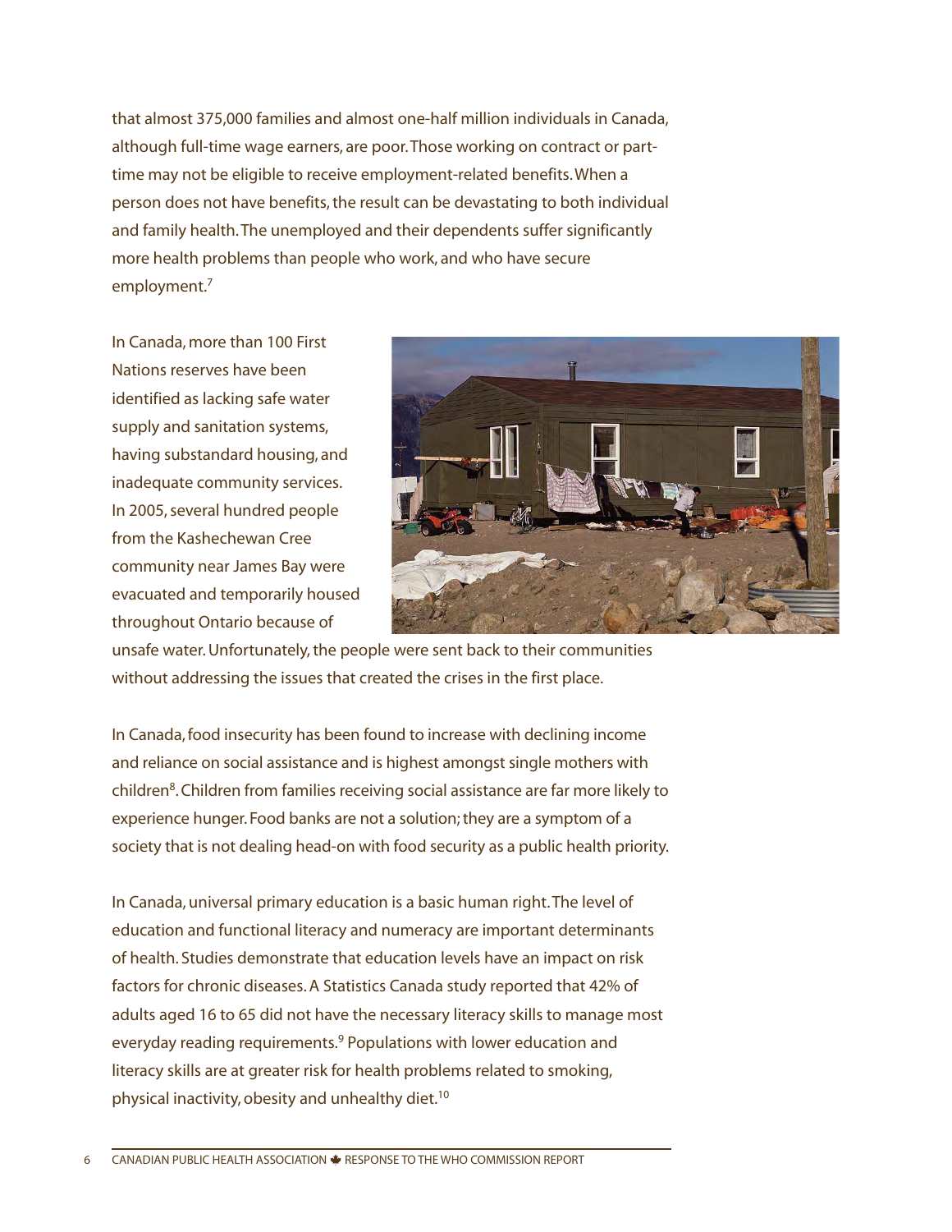that almost 375,000 families and almost one-half million individuals in Canada, although full-time wage earners, are poor. Those working on contract or part-time may not be eligible to receive employment-related benefits. When a person does not have benefits, the result can be devastating to both individual and family health. The unemployed and their dependents suffer significantly more health problems than people who work, and who have secure employment.[7]

In Canada, more than 100 First Nations reserves have been identified as lacking safe water supply and sanitation systems, having substandard housing, and inadequate community services. In 2005, several hundred people from the Kashechewan Cree community near James Bay were evacuated and temporarily housed throughout Ontario because of unsafe water. Unfortunately, the people were sent back to their communities without addressing the issues that created the crises in the first place.

In Canada, food insecurity has been found to increase with declining income and reliance on social assistance and is highest amongst single mothers with children[8]. Children from families receiving social assistance are far more likely to experience hunger. Food banks are not a solution; they are a symptom of a society that is not dealing head-on with food security as a public health priority.

In Canada, universal primary education is a basic human right. The level of education and functional literacy and numeracy are important determinants of health. Studies demonstrate that education levels have an impact on risk factors for chronic diseases. A Statistics Canada study reported that 42% of adults aged 16 to 65 did not have the necessary literacy skills to manage most everyday reading requirements.[9] Populations with lower education and literacy skills are at greater risk for health problems related to smoking, physical inactivity, obesity and unhealthy diet.[10]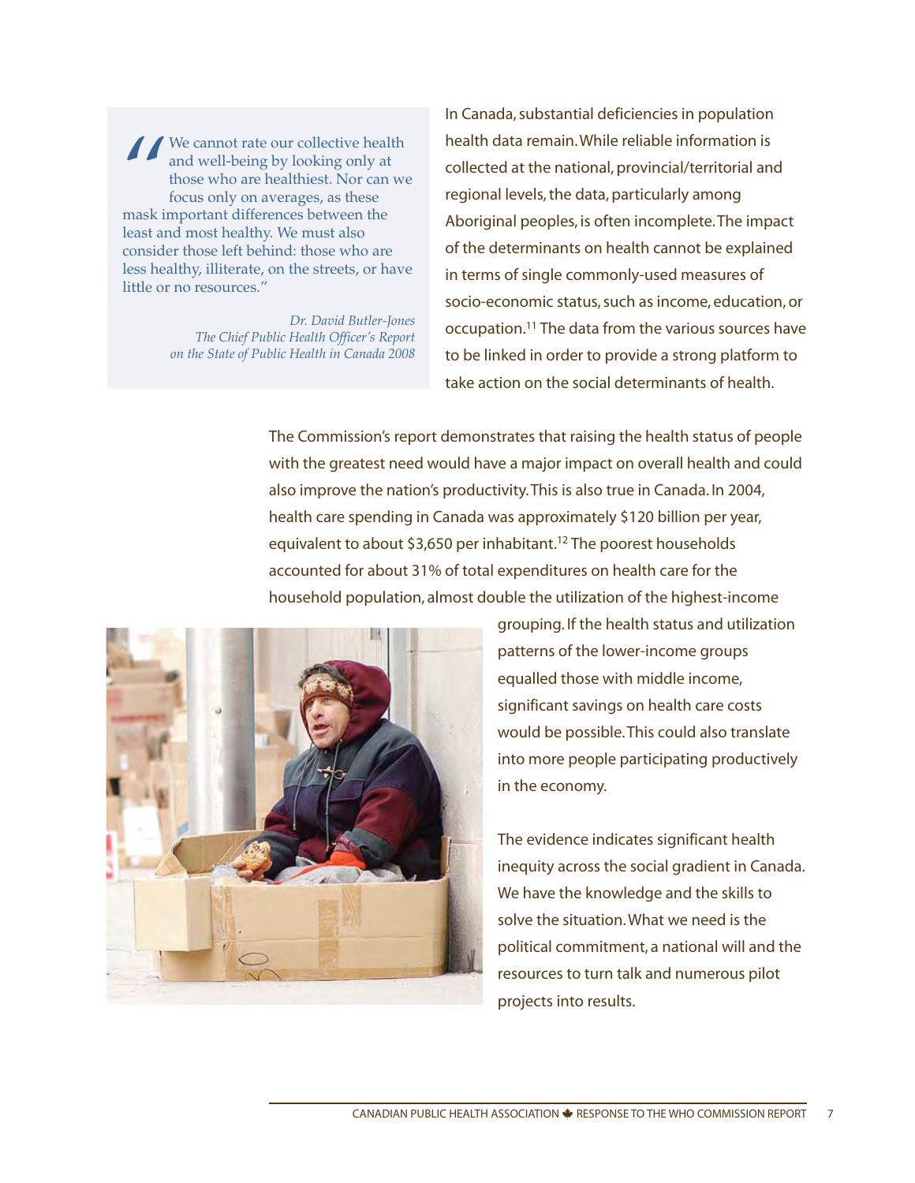> "We cannot rate our collective health and well-being by looking only at those who are healthiest. Nor can we focus only on averages, as these mask important differences between the least and most healthy. We must also consider those left behind: those who are less healthy, illiterate, on the streets, or have little or no resources."
>
> *Dr. David Butler-Jones*
> *The Chief Public Health Officer's Report on the State of Public Health in Canada 2008*

In Canada, substantial deficiencies in population health data remain. While reliable information is collected at the national, provincial/territorial and regional levels, the data, particularly among Aboriginal peoples, is often incomplete. The impact of the determinants on health cannot be explained in terms of single commonly-used measures of socio-economic status, such as income, education, or occupation.[11] The data from the various sources have to be linked in order to provide a strong platform to take action on the social determinants of health.

The Commission's report demonstrates that raising the health status of people with the greatest need would have a major impact on overall health and could also improve the nation's productivity. This is also true in Canada. In 2004, health care spending in Canada was approximately $120 billion per year, equivalent to about $3,650 per inhabitant.[12] The poorest households accounted for about 31% of total expenditures on health care for the household population, almost double the utilization of the highest-income grouping. If the health status and utilization patterns of the lower-income groups equalled those with middle income, significant savings on health care costs would be possible. This could also translate into more people participating productively in the economy.

The evidence indicates significant health inequity across the social gradient in Canada. We have the knowledge and the skills to solve the situation. What we need is the political commitment, a national will and the resources to turn talk and numerous pilot projects into results.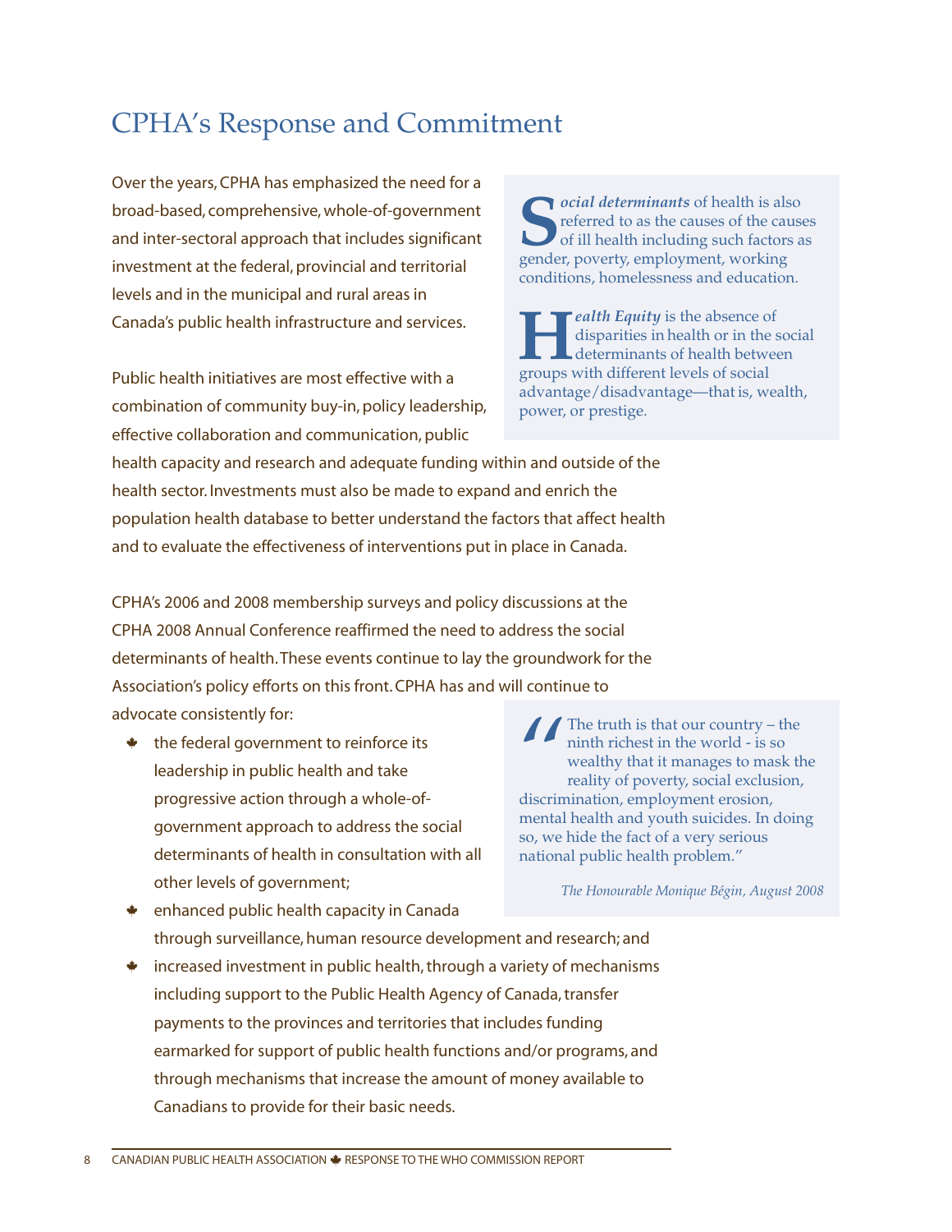## CPHA's Response and Commitment

Over the years, CPHA has emphasized the need for a broad-based, comprehensive, whole-of-government and inter-sectoral approach that includes significant investment at the federal, provincial and territorial levels and in the municipal and rural areas in Canada's public health infrastructure and services.

> ***Social determinants*** of health is also referred to as the causes of the causes of ill health including such factors as gender, poverty, employment, working conditions, homelessness and education.
>
> ***Health Equity*** is the absence of disparities in health or in the social determinants of health between groups with different levels of social advantage/disadvantage—that is, wealth, power, or prestige.

Public health initiatives are most effective with a combination of community buy-in, policy leadership, effective collaboration and communication, public health capacity and research and adequate funding within and outside of the health sector. Investments must also be made to expand and enrich the population health database to better understand the factors that affect health and to evaluate the effectiveness of interventions put in place in Canada.

CPHA's 2006 and 2008 membership surveys and policy discussions at the CPHA 2008 Annual Conference reaffirmed the need to address the social determinants of health. These events continue to lay the groundwork for the Association's policy efforts on this front. CPHA has and will continue to advocate consistently for:

- the federal government to reinforce its leadership in public health and take progressive action through a whole-of-government approach to address the social determinants of health in consultation with all other levels of government;
- enhanced public health capacity in Canada through surveillance, human resource development and research; and
- increased investment in public health, through a variety of mechanisms including support to the Public Health Agency of Canada, transfer payments to the provinces and territories that includes funding earmarked for support of public health functions and/or programs, and through mechanisms that increase the amount of money available to Canadians to provide for their basic needs.

> "The truth is that our country – the ninth richest in the world - is so wealthy that it manages to mask the reality of poverty, social exclusion, discrimination, employment erosion, mental health and youth suicides. In doing so, we hide the fact of a very serious national public health problem."
>
> *The Honourable Monique Bégin, August 2008*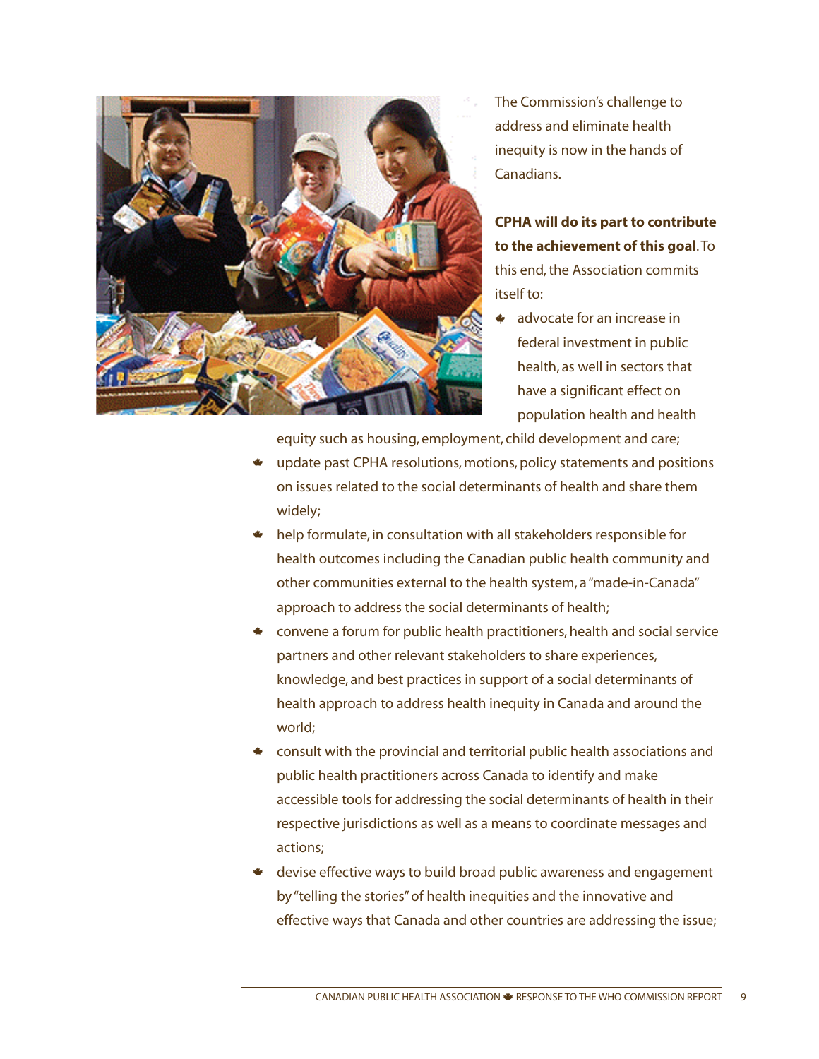The Commission's challenge to address and eliminate health inequity is now in the hands of Canadians.

**CPHA will do its part to contribute to the achievement of this goal**. To this end, the Association commits itself to:

- advocate for an increase in federal investment in public health, as well in sectors that have a significant effect on population health and health equity such as housing, employment, child development and care;
- update past CPHA resolutions, motions, policy statements and positions on issues related to the social determinants of health and share them widely;
- help formulate, in consultation with all stakeholders responsible for health outcomes including the Canadian public health community and other communities external to the health system, a "made-in-Canada" approach to address the social determinants of health;
- convene a forum for public health practitioners, health and social service partners and other relevant stakeholders to share experiences, knowledge, and best practices in support of a social determinants of health approach to address health inequity in Canada and around the world;
- consult with the provincial and territorial public health associations and public health practitioners across Canada to identify and make accessible tools for addressing the social determinants of health in their respective jurisdictions as well as a means to coordinate messages and actions;
- devise effective ways to build broad public awareness and engagement by "telling the stories" of health inequities and the innovative and effective ways that Canada and other countries are addressing the issue;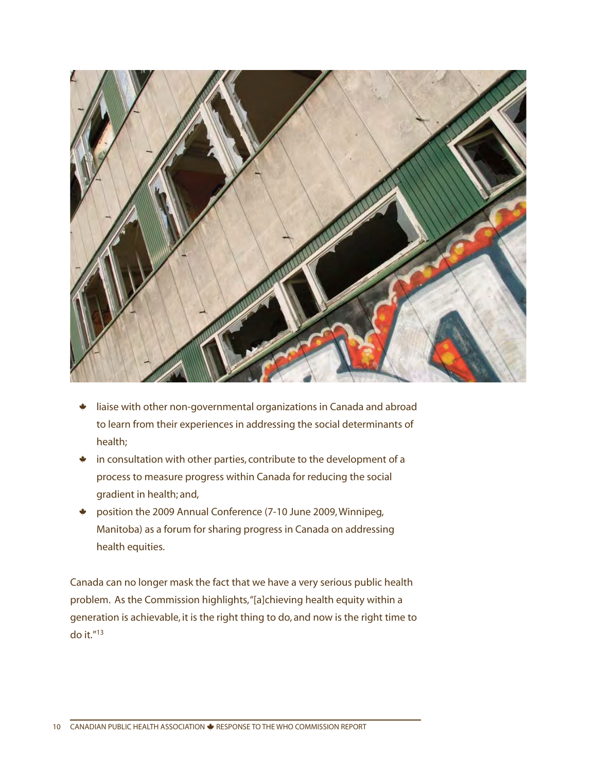- liaise with other non-governmental organizations in Canada and abroad to learn from their experiences in addressing the social determinants of health;
- in consultation with other parties, contribute to the development of a process to measure progress within Canada for reducing the social gradient in health; and,
- position the 2009 Annual Conference (7-10 June 2009, Winnipeg, Manitoba) as a forum for sharing progress in Canada on addressing health equities.

Canada can no longer mask the fact that we have a very serious public health problem. As the Commission highlights, "[a]chieving health equity within a generation is achievable, it is the right thing to do, and now is the right time to do it."[13]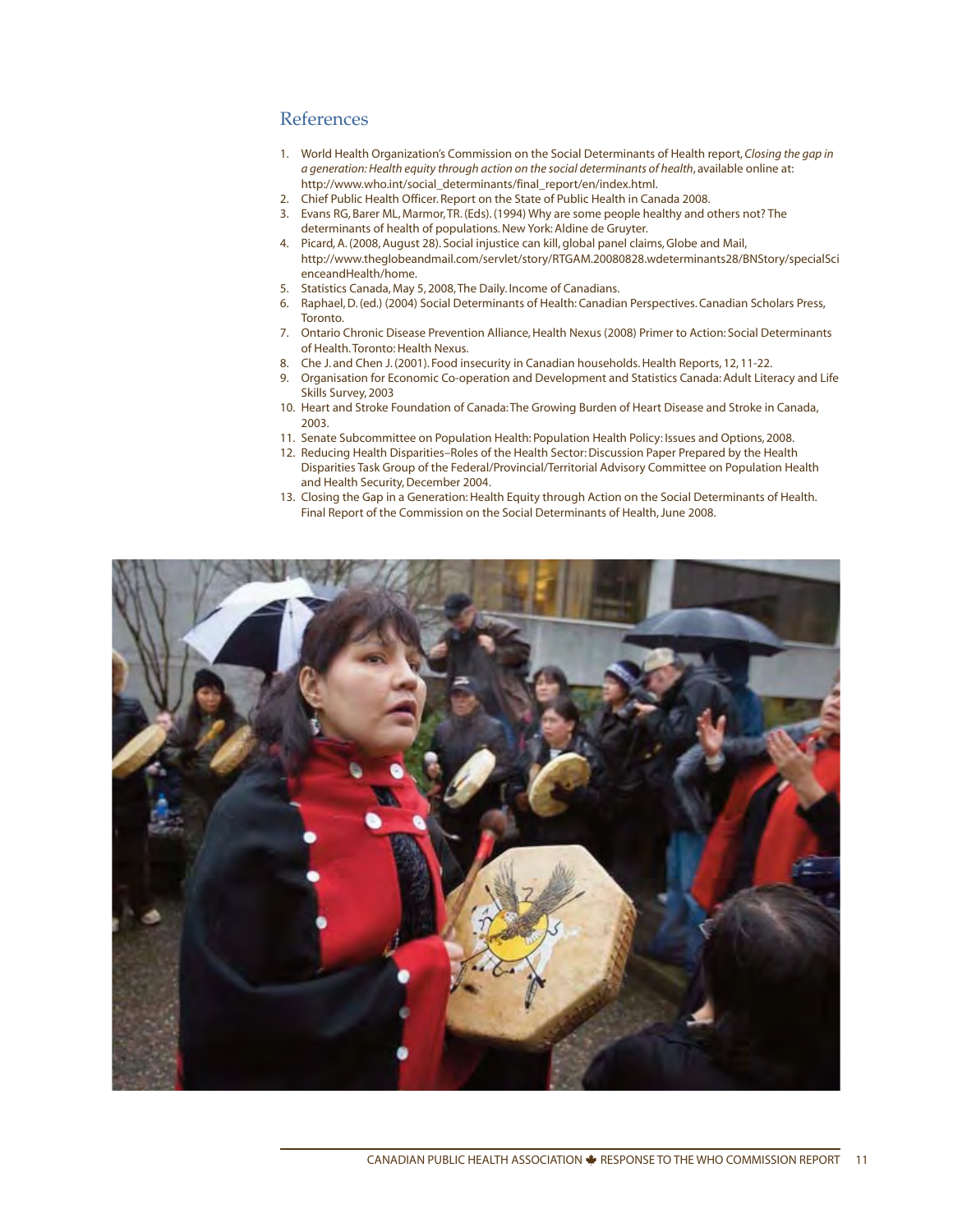## References

1. World Health Organization's Commission on the Social Determinants of Health report, *Closing the gap in a generation: Health equity through action on the social determinants of health*, available online at: http://www.who.int/social_determinants/final_report/en/index.html.
2. Chief Public Health Officer. Report on the State of Public Health in Canada 2008.
3. Evans RG, Barer ML, Marmor, TR. (Eds). (1994) Why are some people healthy and others not? The determinants of health of populations. New York: Aldine de Gruyter.
4. Picard, A. (2008, August 28). Social injustice can kill, global panel claims, Globe and Mail, http://www.theglobeandmail.com/servlet/story/RTGAM.20080828.wdeterminants28/BNStory/specialScienceandHealth/home.
5. Statistics Canada, May 5, 2008, The Daily. Income of Canadians.
6. Raphael, D. (ed.) (2004) Social Determinants of Health: Canadian Perspectives. Canadian Scholars Press, Toronto.
7. Ontario Chronic Disease Prevention Alliance, Health Nexus (2008) Primer to Action: Social Determinants of Health. Toronto: Health Nexus.
8. Che J. and Chen J. (2001). Food insecurity in Canadian households. Health Reports, 12, 11-22.
9. Organisation for Economic Co-operation and Development and Statistics Canada: Adult Literacy and Life Skills Survey, 2003
10. Heart and Stroke Foundation of Canada: The Growing Burden of Heart Disease and Stroke in Canada, 2003.
11. Senate Subcommittee on Population Health: Population Health Policy: Issues and Options, 2008.
12. Reducing Health Disparities–Roles of the Health Sector: Discussion Paper Prepared by the Health Disparities Task Group of the Federal/Provincial/Territorial Advisory Committee on Population Health and Health Security, December 2004.
13. Closing the Gap in a Generation: Health Equity through Action on the Social Determinants of Health. Final Report of the Commission on the Social Determinants of Health, June 2008.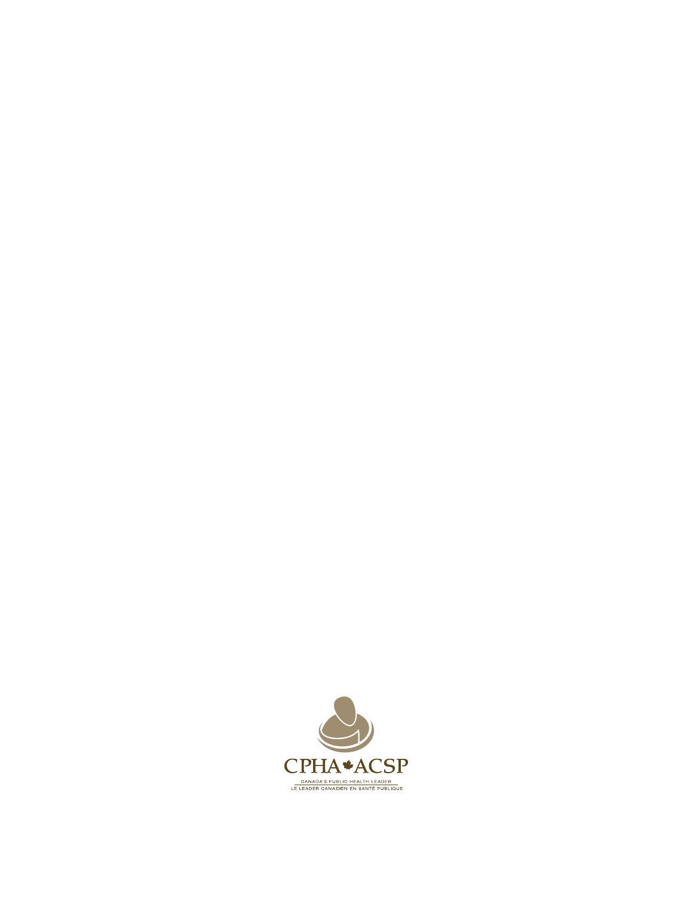CPHA ACSP

CANADA'S PUBLIC HEALTH LEADER

LE LEADER CANADIEN EN SANTÉ PUBLIQUE